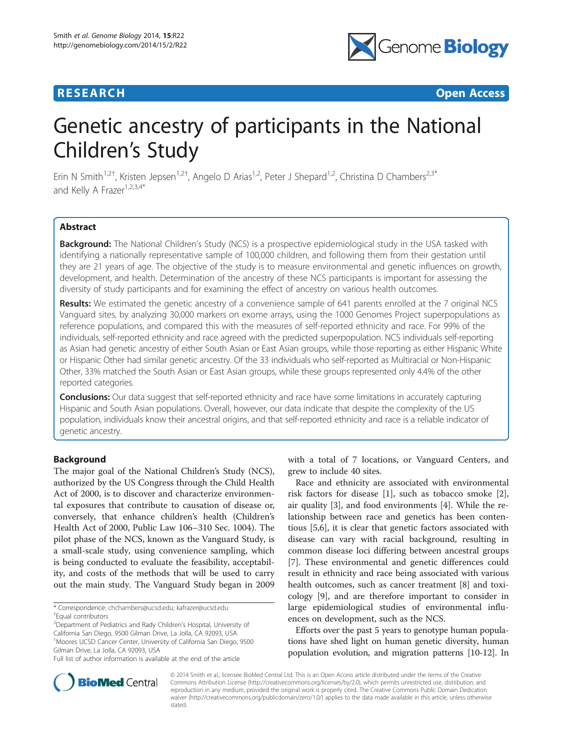RESEARCH Open Access

# Genetic ancestry of participants in the National Children's Study

Erin N Smith[1,2†], Kristen Jepsen[1,2†], Angelo D Arias[1,2], Peter J Shepard[1,2], Christina D Chambers[2,3*] and Kelly A Frazer[1,2,3,4*]

## Abstract

**Background:** The National Children's Study (NCS) is a prospective epidemiological study in the USA tasked with identifying a nationally representative sample of 100,000 children, and following them from their gestation until they are 21 years of age. The objective of the study is to measure environmental and genetic influences on growth, development, and health. Determination of the ancestry of these NCS participants is important for assessing the diversity of study participants and for examining the effect of ancestry on various health outcomes.

**Results:** We estimated the genetic ancestry of a convenience sample of 641 parents enrolled at the 7 original NCS Vanguard sites, by analyzing 30,000 markers on exome arrays, using the 1000 Genomes Project superpopulations as reference populations, and compared this with the measures of self-reported ethnicity and race. For 99% of the individuals, self-reported ethnicity and race agreed with the predicted superpopulation. NCS individuals self-reporting as Asian had genetic ancestry of either South Asian or East Asian groups, while those reporting as either Hispanic White or Hispanic Other had similar genetic ancestry. Of the 33 individuals who self-reported as Multiracial or Non-Hispanic Other, 33% matched the South Asian or East Asian groups, while these groups represented only 4.4% of the other reported categories.

**Conclusions:** Our data suggest that self-reported ethnicity and race have some limitations in accurately capturing Hispanic and South Asian populations. Overall, however, our data indicate that despite the complexity of the US population, individuals know their ancestral origins, and that self-reported ethnicity and race is a reliable indicator of genetic ancestry.

## Background

The major goal of the National Children's Study (NCS), authorized by the US Congress through the Child Health Act of 2000, is to discover and characterize environmental exposures that contribute to causation of disease or, conversely, that enhance children's health (Children's Health Act of 2000, Public Law 106–310 Sec. 1004). The pilot phase of the NCS, known as the Vanguard Study, is a small-scale study, using convenience sampling, which is being conducted to evaluate the feasibility, acceptability, and costs of the methods that will be used to carry out the main study. The Vanguard Study began in 2009 with a total of 7 locations, or Vanguard Centers, and grew to include 40 sites.

Race and ethnicity are associated with environmental risk factors for disease [1], such as tobacco smoke [2], air quality [3], and food environments [4]. While the relationship between race and genetics has been contentious [5,6], it is clear that genetic factors associated with disease can vary with racial background, resulting in common disease loci differing between ancestral groups [7]. These environmental and genetic differences could result in ethnicity and race being associated with various health outcomes, such as cancer treatment [8] and toxicology [9], and are therefore important to consider in large epidemiological studies of environmental influences on development, such as the NCS.

Efforts over the past 5 years to genotype human populations have shed light on human genetic diversity, human population evolution, and migration patterns [10-12]. In

* Correspondence: chchambers@ucsd.edu; kafrazer@ucsd.edu
†Equal contributors
[2]Department of Pediatrics and Rady Children's Hospital, University of California San Diego, 9500 Gilman Drive, La Jolla, CA 92093, USA
[1]Moores UCSD Cancer Center, University of California San Diego, 9500 Gilman Drive, La Jolla, CA 92093, USA
Full list of author information is available at the end of the article

© 2014 Smith et al.; licensee BioMed Central Ltd. This is an Open Access article distributed under the terms of the Creative Commons Attribution License (http://creativecommons.org/licenses/by/2.0), which permits unrestricted use, distribution, and reproduction in any medium, provided the original work is properly cited. The Creative Commons Public Domain Dedication waiver (http://creativecommons.org/publicdomain/zero/1.0/) applies to the data made available in this article, unless otherwise stated.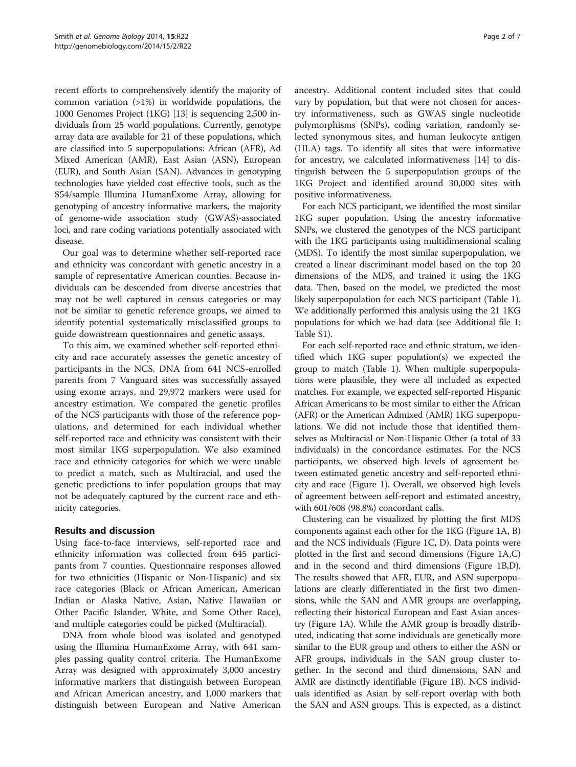recent efforts to comprehensively identify the majority of common variation (>1%) in worldwide populations, the 1000 Genomes Project (1KG) [13] is sequencing 2,500 individuals from 25 world populations. Currently, genotype array data are available for 21 of these populations, which are classified into 5 superpopulations: African (AFR), Ad Mixed American (AMR), East Asian (ASN), European (EUR), and South Asian (SAN). Advances in genotyping technologies have yielded cost effective tools, such as the $54/sample Illumina HumanExome Array, allowing for genotyping of ancestry informative markers, the majority of genome-wide association study (GWAS)-associated loci, and rare coding variations potentially associated with disease.

Our goal was to determine whether self-reported race and ethnicity was concordant with genetic ancestry in a sample of representative American counties. Because individuals can be descended from diverse ancestries that may not be well captured in census categories or may not be similar to genetic reference groups, we aimed to identify potential systematically misclassified groups to guide downstream questionnaires and genetic assays.

To this aim, we examined whether self-reported ethnicity and race accurately assesses the genetic ancestry of participants in the NCS. DNA from 641 NCS-enrolled parents from 7 Vanguard sites was successfully assayed using exome arrays, and 29,972 markers were used for ancestry estimation. We compared the genetic profiles of the NCS participants with those of the reference populations, and determined for each individual whether self-reported race and ethnicity was consistent with their most similar 1KG superpopulation. We also examined race and ethnicity categories for which we were unable to predict a match, such as Multiracial, and used the genetic predictions to infer population groups that may not be adequately captured by the current race and ethnicity categories.

## Results and discussion

Using face-to-face interviews, self-reported race and ethnicity information was collected from 645 participants from 7 counties. Questionnaire responses allowed for two ethnicities (Hispanic or Non-Hispanic) and six race categories (Black or African American, American Indian or Alaska Native, Asian, Native Hawaiian or Other Pacific Islander, White, and Some Other Race), and multiple categories could be picked (Multiracial).

DNA from whole blood was isolated and genotyped using the Illumina HumanExome Array, with 641 samples passing quality control criteria. The HumanExome Array was designed with approximately 3,000 ancestry informative markers that distinguish between European and African American ancestry, and 1,000 markers that distinguish between European and Native American ancestry. Additional content included sites that could vary by population, but that were not chosen for ancestry informativeness, such as GWAS single nucleotide polymorphisms (SNPs), coding variation, randomly selected synonymous sites, and human leukocyte antigen (HLA) tags. To identify all sites that were informative for ancestry, we calculated informativeness [14] to distinguish between the 5 superpopulation groups of the 1KG Project and identified around 30,000 sites with positive informativeness.

For each NCS participant, we identified the most similar 1KG super population. Using the ancestry informative SNPs, we clustered the genotypes of the NCS participant with the 1KG participants using multidimensional scaling (MDS). To identify the most similar superpopulation, we created a linear discriminant model based on the top 20 dimensions of the MDS, and trained it using the 1KG data. Then, based on the model, we predicted the most likely superpopulation for each NCS participant (Table 1). We additionally performed this analysis using the 21 1KG populations for which we had data (see Additional file 1: Table S1).

For each self-reported race and ethnic stratum, we identified which 1KG super population(s) we expected the group to match (Table 1). When multiple superpopulations were plausible, they were all included as expected matches. For example, we expected self-reported Hispanic African Americans to be most similar to either the African (AFR) or the American Admixed (AMR) 1KG superpopulations. We did not include those that identified themselves as Multiracial or Non-Hispanic Other (a total of 33 individuals) in the concordance estimates. For the NCS participants, we observed high levels of agreement between estimated genetic ancestry and self-reported ethnicity and race (Figure 1). Overall, we observed high levels of agreement between self-report and estimated ancestry, with 601/608 (98.8%) concordant calls.

Clustering can be visualized by plotting the first MDS components against each other for the 1KG (Figure 1A, B) and the NCS individuals (Figure 1C, D). Data points were plotted in the first and second dimensions (Figure 1A,C) and in the second and third dimensions (Figure 1B,D). The results showed that AFR, EUR, and ASN superpopulations are clearly differentiated in the first two dimensions, while the SAN and AMR groups are overlapping, reflecting their historical European and East Asian ancestry (Figure 1A). While the AMR group is broadly distributed, indicating that some individuals are genetically more similar to the EUR group and others to either the ASN or AFR groups, individuals in the SAN group cluster together. In the second and third dimensions, SAN and AMR are distinctly identifiable (Figure 1B). NCS individuals identified as Asian by self-report overlap with both the SAN and ASN groups. This is expected, as a distinct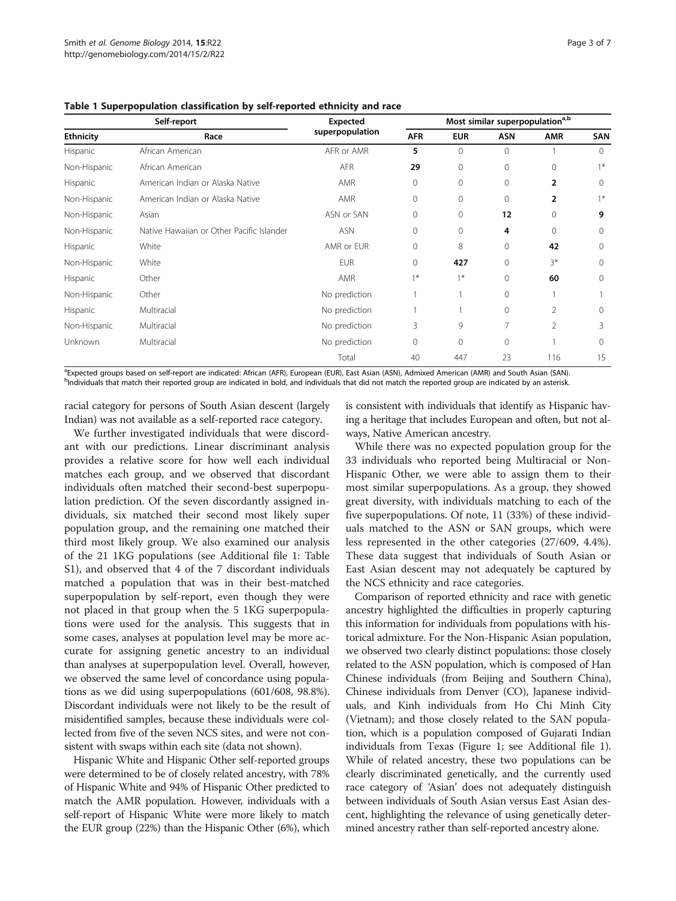**Table 1 Superpopulation classification by self-reported ethnicity and race**

| Self-report | | Expected superpopulation | Most similar superpopulation[a,b] | | | | |
|---|---|---|---|---|---|---|---|
| Ethnicity | Race | | AFR | EUR | ASN | AMR | SAN |
| Hispanic | African American | AFR or AMR | **5** | 0 | 0 | 1 | 0 |
| Non-Hispanic | African American | AFR | **29** | 0 | 0 | 0 | 1* |
| Hispanic | American Indian or Alaska Native | AMR | 0 | 0 | 0 | **2** | 0 |
| Non-Hispanic | American Indian or Alaska Native | AMR | 0 | 0 | 0 | **2** | 1* |
| Non-Hispanic | Asian | ASN or SAN | 0 | 0 | **12** | 0 | **9** |
| Non-Hispanic | Native Hawaiian or Other Pacific Islander | ASN | 0 | 0 | **4** | 0 | 0 |
| Hispanic | White | AMR or EUR | 0 | 8 | 0 | **42** | 0 |
| Non-Hispanic | White | EUR | 0 | **427** | 0 | 3* | 0 |
| Hispanic | Other | AMR | 1* | 1* | 0 | **60** | 0 |
| Non-Hispanic | Other | No prediction | 1 | 1 | 0 | 1 | 1 |
| Hispanic | Multiracial | No prediction | 1 | 1 | 0 | 2 | 0 |
| Non-Hispanic | Multiracial | No prediction | 3 | 9 | 7 | 2 | 3 |
| Unknown | Multiracial | No prediction | 0 | 0 | 0 | 1 | 0 |
| | | Total | 40 | 447 | 23 | 116 | 15 |

[a]Expected groups based on self-report are indicated: African (AFR), European (EUR), East Asian (ASN), Admixed American (AMR) and South Asian (SAN).
[b]Individuals that match their reported group are indicated in bold, and individuals that did not match the reported group are indicated by an asterisk.

racial category for persons of South Asian descent (largely Indian) was not available as a self-reported race category.

We further investigated individuals that were discordant with our predictions. Linear discriminant analysis provides a relative score for how well each individual matches each group, and we observed that discordant individuals often matched their second-best superpopulation prediction. Of the seven discordantly assigned individuals, six matched their second most likely super population group, and the remaining one matched their third most likely group. We also examined our analysis of the 21 1KG populations (see Additional file 1: Table S1), and observed that 4 of the 7 discordant individuals matched a population that was in their best-matched superpopulation by self-report, even though they were not placed in that group when the 5 1KG superpopulations were used for the analysis. This suggests that in some cases, analyses at population level may be more accurate for assigning genetic ancestry to an individual than analyses at superpopulation level. Overall, however, we observed the same level of concordance using populations as we did using superpopulations (601/608, 98.8%). Discordant individuals were not likely to be the result of misidentified samples, because these individuals were collected from five of the seven NCS sites, and were not consistent with swaps within each site (data not shown).

Hispanic White and Hispanic Other self-reported groups were determined to be of closely related ancestry, with 78% of Hispanic White and 94% of Hispanic Other predicted to match the AMR population. However, individuals with a self-report of Hispanic White were more likely to match the EUR group (22%) than the Hispanic Other (6%), which is consistent with individuals that identify as Hispanic having a heritage that includes European and often, but not always, Native American ancestry.

While there was no expected population group for the 33 individuals who reported being Multiracial or Non-Hispanic Other, we were able to assign them to their most similar superpopulations. As a group, they showed great diversity, with individuals matching to each of the five superpopulations. Of note, 11 (33%) of these individuals matched to the ASN or SAN groups, which were less represented in the other categories (27/609, 4.4%). These data suggest that individuals of South Asian or East Asian descent may not adequately be captured by the NCS ethnicity and race categories.

Comparison of reported ethnicity and race with genetic ancestry highlighted the difficulties in properly capturing this information for individuals from populations with historical admixture. For the Non-Hispanic Asian population, we observed two clearly distinct populations: those closely related to the ASN population, which is composed of Han Chinese individuals (from Beijing and Southern China), Chinese individuals from Denver (CO), Japanese individuals, and Kinh individuals from Ho Chi Minh City (Vietnam); and those closely related to the SAN population, which is a population composed of Gujarati Indian individuals from Texas (Figure 1; see Additional file 1). While of related ancestry, these two populations can be clearly discriminated genetically, and the currently used race category of 'Asian' does not adequately distinguish between individuals of South Asian versus East Asian descent, highlighting the relevance of using genetically determined ancestry rather than self-reported ancestry alone.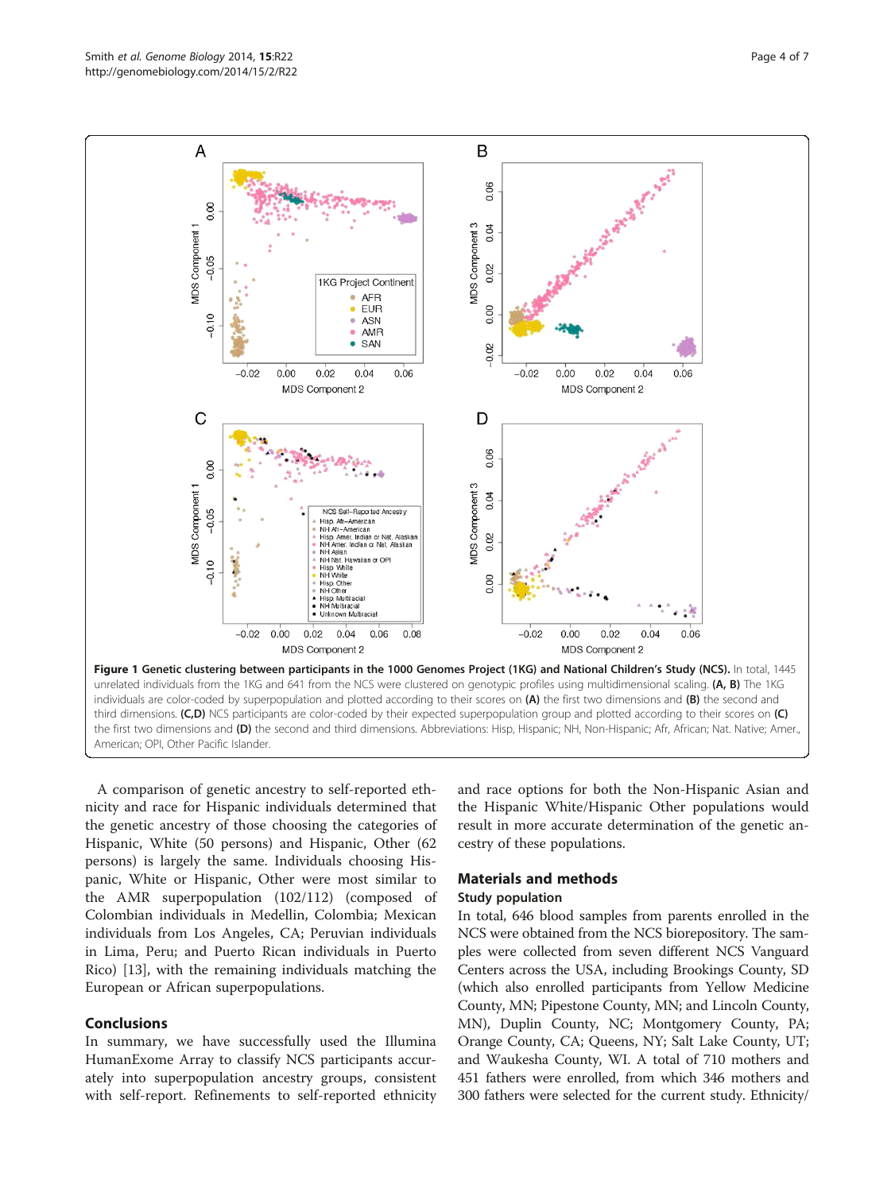**Figure 1 Genetic clustering between participants in the 1000 Genomes Project (1KG) and National Children's Study (NCS).** In total, 1445 unrelated individuals from the 1KG and 641 from the NCS were clustered on genotypic profiles using multidimensional scaling. **(A, B)** The 1KG individuals are color-coded by superpopulation and plotted according to their scores on **(A)** the first two dimensions and **(B)** the second and third dimensions. **(C,D)** NCS participants are color-coded by their expected superpopulation group and plotted according to their scores on **(C)** the first two dimensions and **(D)** the second and third dimensions. Abbreviations: Hisp, Hispanic; NH, Non-Hispanic; Afr, African; Nat. Native; Amer., American; OPI, Other Pacific Islander.

A comparison of genetic ancestry to self-reported ethnicity and race for Hispanic individuals determined that the genetic ancestry of those choosing the categories of Hispanic, White (50 persons) and Hispanic, Other (62 persons) is largely the same. Individuals choosing Hispanic, White or Hispanic, Other were most similar to the AMR superpopulation (102/112) (composed of Colombian individuals in Medellin, Colombia; Mexican individuals from Los Angeles, CA; Peruvian individuals in Lima, Peru; and Puerto Rican individuals in Puerto Rico) [13], with the remaining individuals matching the European or African superpopulations.

## Conclusions

In summary, we have successfully used the Illumina HumanExome Array to classify NCS participants accurately into superpopulation ancestry groups, consistent with self-report. Refinements to self-reported ethnicity and race options for both the Non-Hispanic Asian and the Hispanic White/Hispanic Other populations would result in more accurate determination of the genetic ancestry of these populations.

## Materials and methods

### Study population

In total, 646 blood samples from parents enrolled in the NCS were obtained from the NCS biorepository. The samples were collected from seven different NCS Vanguard Centers across the USA, including Brookings County, SD (which also enrolled participants from Yellow Medicine County, MN; Pipestone County, MN; and Lincoln County, MN), Duplin County, NC; Montgomery County, PA; Orange County, CA; Queens, NY; Salt Lake County, UT; and Waukesha County, WI. A total of 710 mothers and 451 fathers were enrolled, from which 346 mothers and 300 fathers were selected for the current study. Ethnicity/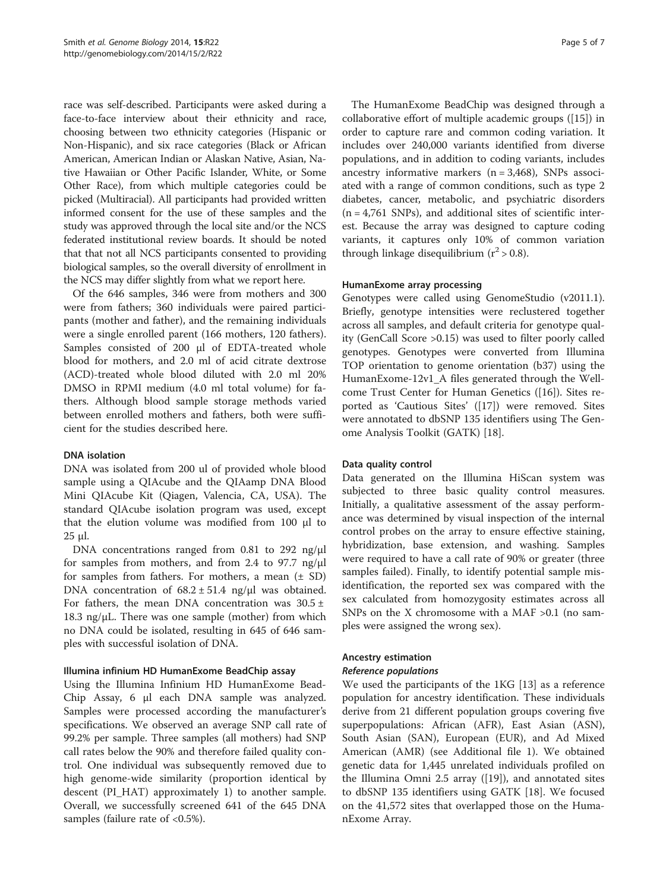race was self-described. Participants were asked during a face-to-face interview about their ethnicity and race, choosing between two ethnicity categories (Hispanic or Non-Hispanic), and six race categories (Black or African American, American Indian or Alaskan Native, Asian, Native Hawaiian or Other Pacific Islander, White, or Some Other Race), from which multiple categories could be picked (Multiracial). All participants had provided written informed consent for the use of these samples and the study was approved through the local site and/or the NCS federated institutional review boards. It should be noted that that not all NCS participants consented to providing biological samples, so the overall diversity of enrollment in the NCS may differ slightly from what we report here.

Of the 646 samples, 346 were from mothers and 300 were from fathers; 360 individuals were paired participants (mother and father), and the remaining individuals were a single enrolled parent (166 mothers, 120 fathers). Samples consisted of 200 μl of EDTA-treated whole blood for mothers, and 2.0 ml of acid citrate dextrose (ACD)-treated whole blood diluted with 2.0 ml 20% DMSO in RPMI medium (4.0 ml total volume) for fathers. Although blood sample storage methods varied between enrolled mothers and fathers, both were sufficient for the studies described here.

#### DNA isolation

DNA was isolated from 200 ul of provided whole blood sample using a QIAcube and the QIAamp DNA Blood Mini QIAcube Kit (Qiagen, Valencia, CA, USA). The standard QIAcube isolation program was used, except that the elution volume was modified from 100 μl to 25 μl.

DNA concentrations ranged from 0.81 to 292 ng/μl for samples from mothers, and from 2.4 to 97.7 ng/μl for samples from fathers. For mothers, a mean (± SD) DNA concentration of 68.2 ± 51.4 ng/μl was obtained. For fathers, the mean DNA concentration was 30.5 ± 18.3 ng/μL. There was one sample (mother) from which no DNA could be isolated, resulting in 645 of 646 samples with successful isolation of DNA.

#### Illumina infinium HD HumanExome BeadChip assay

Using the Illumina Infinium HD HumanExome BeadChip Assay, 6 μl each DNA sample was analyzed. Samples were processed according the manufacturer's specifications. We observed an average SNP call rate of 99.2% per sample. Three samples (all mothers) had SNP call rates below the 90% and therefore failed quality control. One individual was subsequently removed due to high genome-wide similarity (proportion identical by descent (PI_HAT) approximately 1) to another sample. Overall, we successfully screened 641 of the 645 DNA samples (failure rate of <0.5%).

The HumanExome BeadChip was designed through a collaborative effort of multiple academic groups ([15]) in order to capture rare and common coding variation. It includes over 240,000 variants identified from diverse populations, and in addition to coding variants, includes ancestry informative markers (n = 3,468), SNPs associated with a range of common conditions, such as type 2 diabetes, cancer, metabolic, and psychiatric disorders (n = 4,761 SNPs), and additional sites of scientific interest. Because the array was designed to capture coding variants, it captures only 10% of common variation through linkage disequilibrium ($r^2 > 0.8$).

#### HumanExome array processing

Genotypes were called using GenomeStudio (v2011.1). Briefly, genotype intensities were reclustered together across all samples, and default criteria for genotype quality (GenCall Score >0.15) was used to filter poorly called genotypes. Genotypes were converted from Illumina TOP orientation to genome orientation (b37) using the HumanExome-12v1_A files generated through the Wellcome Trust Center for Human Genetics ([16]). Sites reported as 'Cautious Sites' ([17]) were removed. Sites were annotated to dbSNP 135 identifiers using The Genome Analysis Toolkit (GATK) [18].

#### Data quality control

Data generated on the Illumina HiScan system was subjected to three basic quality control measures. Initially, a qualitative assessment of the assay performance was determined by visual inspection of the internal control probes on the array to ensure effective staining, hybridization, base extension, and washing. Samples were required to have a call rate of 90% or greater (three samples failed). Finally, to identify potential sample misidentification, the reported sex was compared with the sex calculated from homozygosity estimates across all SNPs on the X chromosome with a MAF >0.1 (no samples were assigned the wrong sex).

#### Ancestry estimation

##### *Reference populations*

We used the participants of the 1KG [13] as a reference population for ancestry identification. These individuals derive from 21 different population groups covering five superpopulations: African (AFR), East Asian (ASN), South Asian (SAN), European (EUR), and Ad Mixed American (AMR) (see Additional file 1). We obtained genetic data for 1,445 unrelated individuals profiled on the Illumina Omni 2.5 array ([19]), and annotated sites to dbSNP 135 identifiers using GATK [18]. We focused on the 41,572 sites that overlapped those on the HumanExome Array.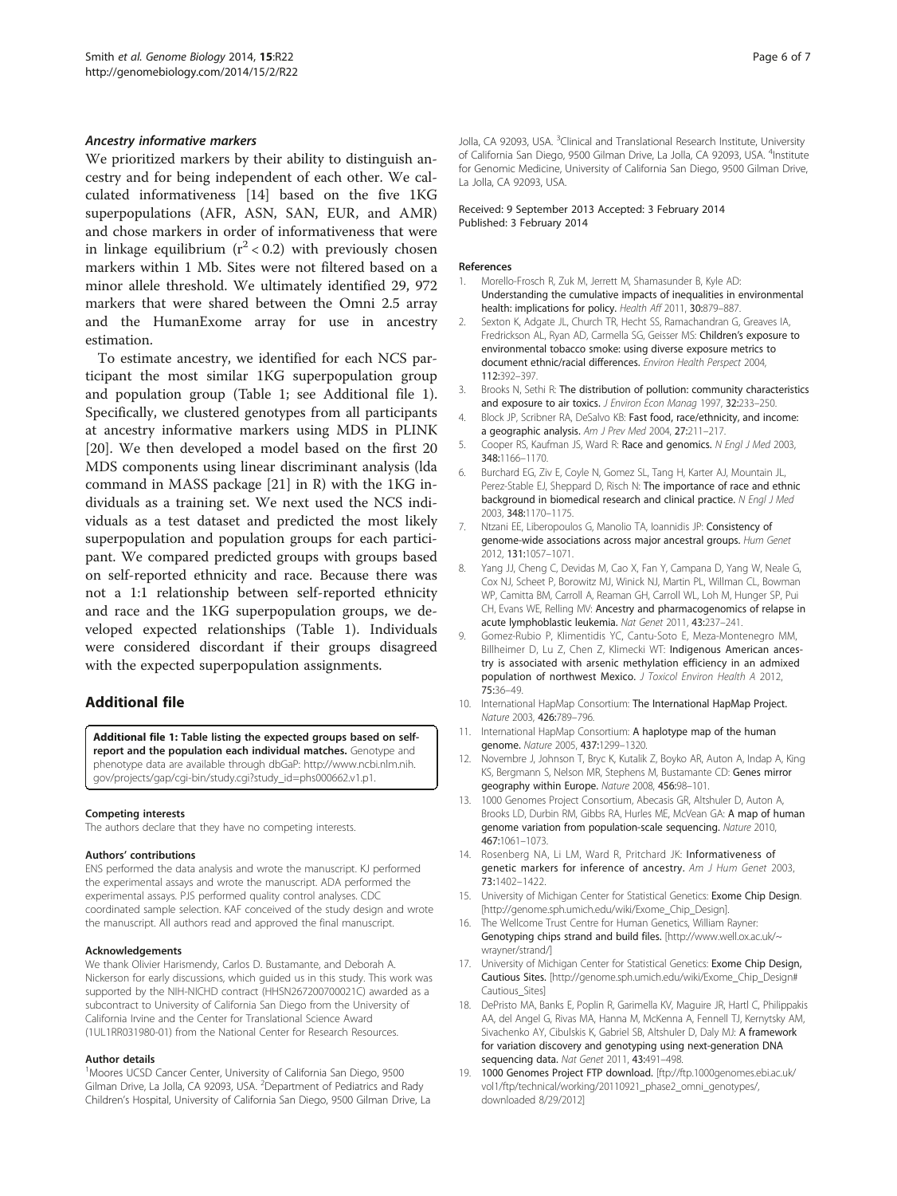### Ancestry informative markers

We prioritized markers by their ability to distinguish ancestry and for being independent of each other. We calculated informativeness [14] based on the five 1KG superpopulations (AFR, ASN, SAN, EUR, and AMR) and chose markers in order of informativeness that were in linkage equilibrium ($r^2 < 0.2$) with previously chosen markers within 1 Mb. Sites were not filtered based on a minor allele threshold. We ultimately identified 29, 972 markers that were shared between the Omni 2.5 array and the HumanExome array for use in ancestry estimation.

To estimate ancestry, we identified for each NCS participant the most similar 1KG superpopulation group and population group (Table 1; see Additional file 1). Specifically, we clustered genotypes from all participants at ancestry informative markers using MDS in PLINK [20]. We then developed a model based on the first 20 MDS components using linear discriminant analysis (lda command in MASS package [21] in R) with the 1KG individuals as a training set. We next used the NCS individuals as a test dataset and predicted the most likely superpopulation and population groups for each participant. We compared predicted groups with groups based on self-reported ethnicity and race. Because there was not a 1:1 relationship between self-reported ethnicity and race and the 1KG superpopulation groups, we developed expected relationships (Table 1). Individuals were considered discordant if their groups disagreed with the expected superpopulation assignments.

## Additional file

**Additional file 1: Table listing the expected groups based on self-report and the population each individual matches.** Genotype and phenotype data are available through dbGaP: http://www.ncbi.nlm.nih.gov/projects/gap/cgi-bin/study.cgi?study_id=phs000662.v1.p1.

#### Competing interests

The authors declare that they have no competing interests.

#### Authors' contributions

ENS performed the data analysis and wrote the manuscript. KJ performed the experimental assays and wrote the manuscript. ADA performed the experimental assays. PJS performed quality control analyses. CDC coordinated sample selection. KAF conceived of the study design and wrote the manuscript. All authors read and approved the final manuscript.

#### Acknowledgements

We thank Olivier Harismendy, Carlos D. Bustamante, and Deborah A. Nickerson for early discussions, which guided us in this study. This work was supported by the NIH-NICHD contract (HHSN267200700021C) awarded as a subcontract to University of California San Diego from the University of California Irvine and the Center for Translational Science Award (1UL1RR031980-01) from the National Center for Research Resources.

#### Author details

[1]Moores UCSD Cancer Center, University of California San Diego, 9500 Gilman Drive, La Jolla, CA 92093, USA. [2]Department of Pediatrics and Rady Children's Hospital, University of California San Diego, 9500 Gilman Drive, La Jolla, CA 92093, USA. [3]Clinical and Translational Research Institute, University of California San Diego, 9500 Gilman Drive, La Jolla, CA 92093, USA. [4]Institute for Genomic Medicine, University of California San Diego, 9500 Gilman Drive, La Jolla, CA 92093, USA.

Received: 9 September 2013 Accepted: 3 February 2014
Published: 3 February 2014

#### References

1. Morello-Frosch R, Zuk M, Jerrett M, Shamasunder B, Kyle AD: **Understanding the cumulative impacts of inequalities in environmental health: implications for policy.** *Health Aff* 2011, **30:**879–887.
2. Sexton K, Adgate JL, Church TR, Hecht SS, Ramachandran G, Greaves IA, Fredrickson AL, Ryan AD, Carmella SG, Geisser MS: **Children's exposure to environmental tobacco smoke: using diverse exposure metrics to document ethnic/racial differences.** *Environ Health Perspect* 2004, **112:**392–397.
3. Brooks N, Sethi R: **The distribution of pollution: community characteristics and exposure to air toxics.** *J Environ Econ Manag* 1997, **32:**233–250.
4. Block JP, Scribner RA, DeSalvo KB: **Fast food, race/ethnicity, and income: a geographic analysis.** *Am J Prev Med* 2004, **27:**211–217.
5. Cooper RS, Kaufman JS, Ward R: **Race and genomics.** *N Engl J Med* 2003, **348:**1166–1170.
6. Burchard EG, Ziv E, Coyle N, Gomez SL, Tang H, Karter AJ, Mountain JL, Perez-Stable EJ, Sheppard D, Risch N: **The importance of race and ethnic background in biomedical research and clinical practice.** *N Engl J Med* 2003, **348:**1170–1175.
7. Ntzani EE, Liberopoulos G, Manolio TA, Ioannidis JP: **Consistency of genome-wide associations across major ancestral groups.** *Hum Genet* 2012, **131:**1057–1071.
8. Yang JJ, Cheng C, Devidas M, Cao X, Fan Y, Campana D, Yang W, Neale G, Cox NJ, Scheet P, Borowitz MJ, Winick NJ, Martin PL, Willman CL, Bowman WP, Camitta BM, Carroll A, Reaman GH, Carroll WL, Loh M, Hunger SP, Pui CH, Evans WE, Relling MV: **Ancestry and pharmacogenomics of relapse in acute lymphoblastic leukemia.** *Nat Genet* 2011, **43:**237–241.
9. Gomez-Rubio P, Klimentidis YC, Cantu-Soto E, Meza-Montenegro MM, Billheimer D, Lu Z, Chen Z, Klimecki WT: **Indigenous American ancestry is associated with arsenic methylation efficiency in an admixed population of northwest Mexico.** *J Toxicol Environ Health A* 2012, **75:**36–49.
10. International HapMap Consortium: **The International HapMap Project.** *Nature* 2003, **426:**789–796.
11. International HapMap Consortium: **A haplotype map of the human genome.** *Nature* 2005, **437:**1299–1320.
12. Novembre J, Johnson T, Bryc K, Kutalik Z, Boyko AR, Auton A, Indap A, King KS, Bergmann S, Nelson MR, Stephens M, Bustamante CD: **Genes mirror geography within Europe.** *Nature* 2008, **456:**98–101.
13. 1000 Genomes Project Consortium, Abecasis GR, Altshuler D, Auton A, Brooks LD, Durbin RM, Gibbs RA, Hurles ME, McVean GA: **A map of human genome variation from population-scale sequencing.** *Nature* 2010, **467:**1061–1073.
14. Rosenberg NA, Li LM, Ward R, Pritchard JK: **Informativeness of genetic markers for inference of ancestry.** *Am J Hum Genet* 2003, **73:**1402–1422.
15. University of Michigan Center for Statistical Genetics: **Exome Chip Design.** [http://genome.sph.umich.edu/wiki/Exome_Chip_Design].
16. The Wellcome Trust Centre for Human Genetics, William Rayner: **Genotyping chips strand and build files.** [http://www.well.ox.ac.uk/~wrayner/strand/]
17. University of Michigan Center for Statistical Genetics: **Exome Chip Design, Cautious Sites.** [http://genome.sph.umich.edu/wiki/Exome_Chip_Design#Cautious_Sites]
18. DePristo MA, Banks E, Poplin R, Garimella KV, Maguire JR, Hartl C, Philippakis AA, del Angel G, Rivas MA, Hanna M, McKenna A, Fennell TJ, Kernytsky AM, Sivachenko AY, Cibulskis K, Gabriel SB, Altshuler D, Daly MJ: **A framework for variation discovery and genotyping using next-generation DNA sequencing data.** *Nat Genet* 2011, **43:**491–498.
19. **1000 Genomes Project FTP download.** [ftp://ftp.1000genomes.ebi.ac.uk/vol1/ftp/technical/working/20110921_phase2_omni_genotypes/, downloaded 8/29/2012]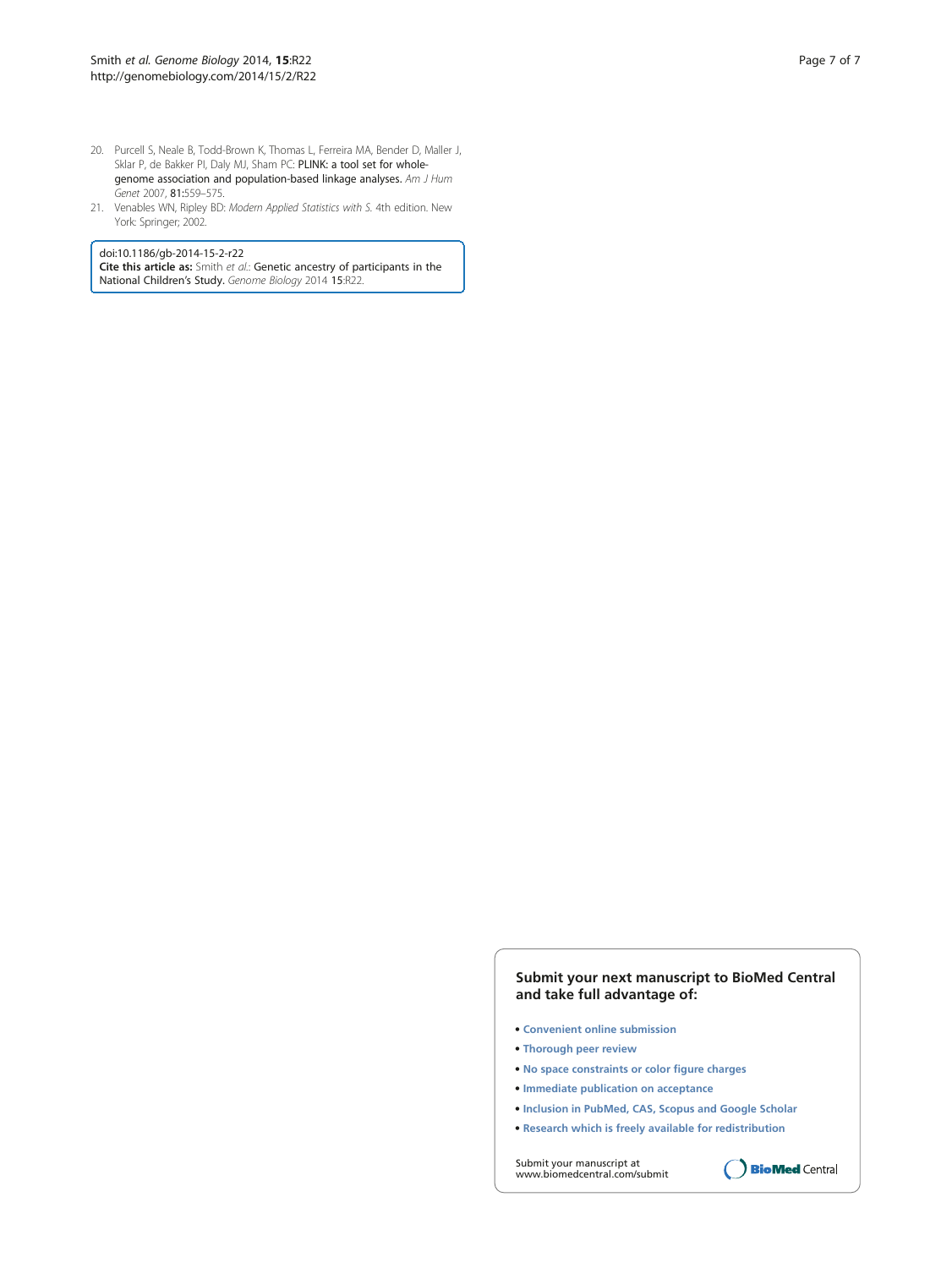20. Purcell S, Neale B, Todd-Brown K, Thomas L, Ferreira MA, Bender D, Maller J, Sklar P, de Bakker PI, Daly MJ, Sham PC: PLINK: a tool set for whole-genome association and population-based linkage analyses. *Am J Hum Genet* 2007, **81:**559–575.
21. Venables WN, Ripley BD: *Modern Applied Statistics with S.* 4th edition. New York: Springer; 2002.

doi:10.1186/gb-2014-15-2-r22
**Cite this article as:** Smith *et al.*: Genetic ancestry of participants in the National Children's Study. *Genome Biology* 2014 **15**:R22.

**Submit your next manuscript to BioMed Central and take full advantage of:**

- **Convenient online submission**
- **Thorough peer review**
- **No space constraints or color figure charges**
- **Immediate publication on acceptance**
- **Inclusion in PubMed, CAS, Scopus and Google Scholar**
- **Research which is freely available for redistribution**

Submit your manuscript at
www.biomedcentral.com/submit

BioMed Central